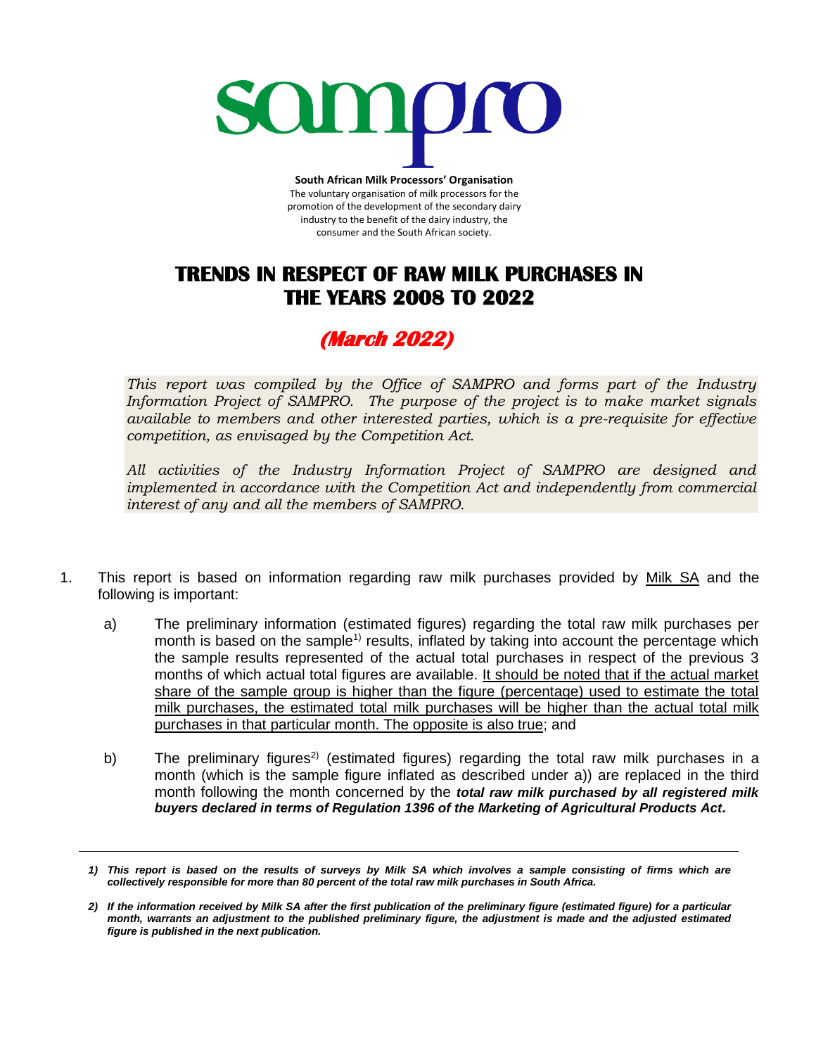sampro

**South African Milk Processors' Organisation**
The voluntary organisation of milk processors for the promotion of the development of the secondary dairy industry to the benefit of the dairy industry, the consumer and the South African society.

# TRENDS IN RESPECT OF RAW MILK PURCHASES IN THE YEARS 2008 TO 2022

## *(March 2022)*

*This report was compiled by the Office of SAMPRO and forms part of the Industry Information Project of SAMPRO. The purpose of the project is to make market signals available to members and other interested parties, which is a pre-requisite for effective competition, as envisaged by the Competition Act.*

*All activities of the Industry Information Project of SAMPRO are designed and implemented in accordance with the Competition Act and independently from commercial interest of any and all the members of SAMPRO.*

1. This report is based on information regarding raw milk purchases provided by Milk SA and the following is important:

   a) The preliminary information (estimated figures) regarding the total raw milk purchases per month is based on the sample[1)] results, inflated by taking into account the percentage which the sample results represented of the actual total purchases in respect of the previous 3 months of which actual total figures are available. It should be noted that if the actual market share of the sample group is higher than the figure (percentage) used to estimate the total milk purchases, the estimated total milk purchases will be higher than the actual total milk purchases in that particular month. The opposite is also true; and

   b) The preliminary figures[2)] (estimated figures) regarding the total raw milk purchases in a month (which is the sample figure inflated as described under a)) are replaced in the third month following the month concerned by the ***total raw milk purchased by all registered milk buyers declared in terms of Regulation 1396 of the Marketing of Agricultural Products Act.***

---

***1) This report is based on the results of surveys by Milk SA which involves a sample consisting of firms which are collectively responsible for more than 80 percent of the total raw milk purchases in South Africa.***

***2) If the information received by Milk SA after the first publication of the preliminary figure (estimated figure) for a particular month, warrants an adjustment to the published preliminary figure, the adjustment is made and the adjusted estimated figure is published in the next publication.***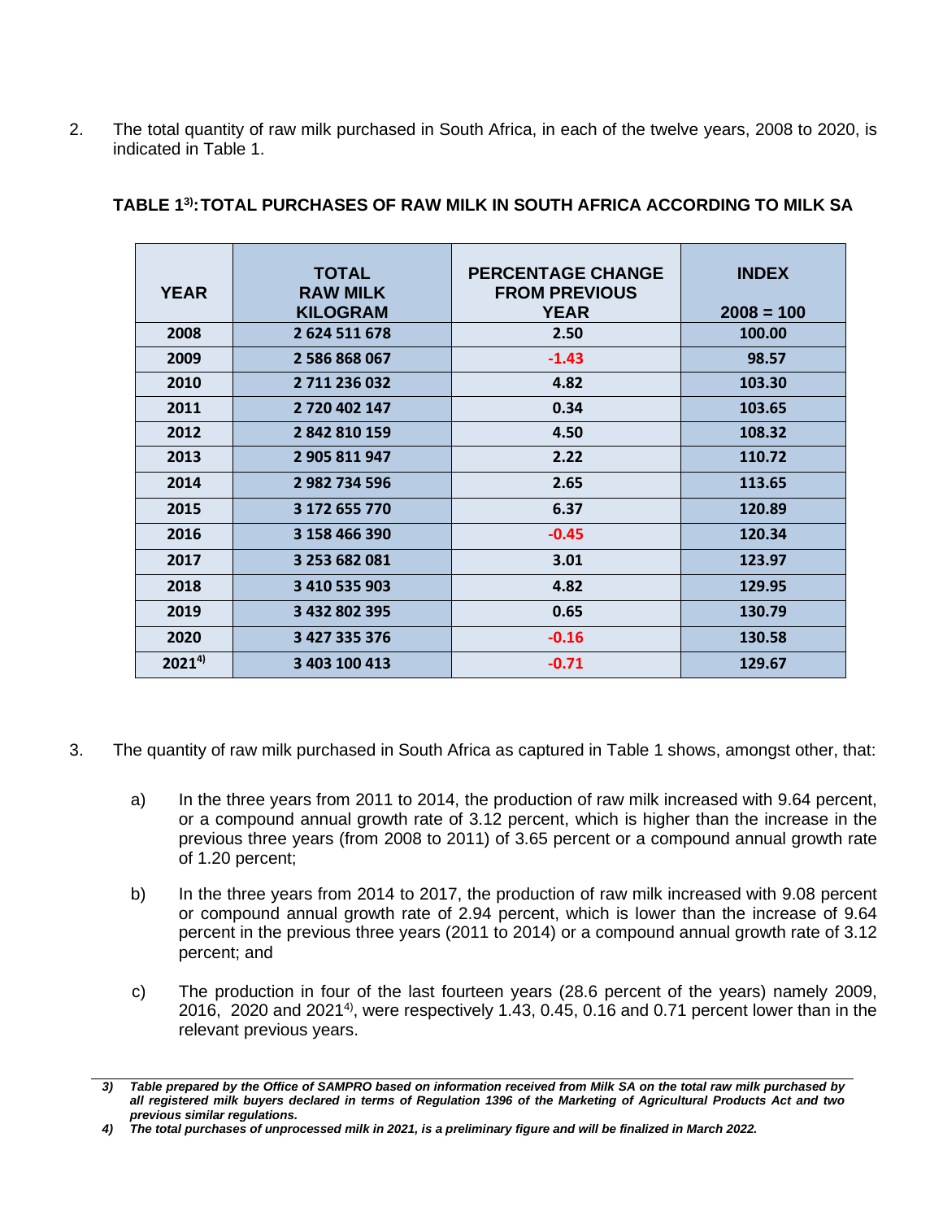2. The total quantity of raw milk purchased in South Africa, in each of the twelve years, 2008 to 2020, is indicated in Table 1.

**TABLE 1[3]: TOTAL PURCHASES OF RAW MILK IN SOUTH AFRICA ACCORDING TO MILK SA**

| YEAR | TOTAL RAW MILK KILOGRAM | PERCENTAGE CHANGE FROM PREVIOUS YEAR | INDEX 2008 = 100 |
|---|---|---|---|
| 2008 | 2 624 511 678 | 2.50 | 100.00 |
| 2009 | 2 586 868 067 | -1.43 | 98.57 |
| 2010 | 2 711 236 032 | 4.82 | 103.30 |
| 2011 | 2 720 402 147 | 0.34 | 103.65 |
| 2012 | 2 842 810 159 | 4.50 | 108.32 |
| 2013 | 2 905 811 947 | 2.22 | 110.72 |
| 2014 | 2 982 734 596 | 2.65 | 113.65 |
| 2015 | 3 172 655 770 | 6.37 | 120.89 |
| 2016 | 3 158 466 390 | -0.45 | 120.34 |
| 2017 | 3 253 682 081 | 3.01 | 123.97 |
| 2018 | 3 410 535 903 | 4.82 | 129.95 |
| 2019 | 3 432 802 395 | 0.65 | 130.79 |
| 2020 | 3 427 335 376 | -0.16 | 130.58 |
| 2021[4] | 3 403 100 413 | -0.71 | 129.67 |

3. The quantity of raw milk purchased in South Africa as captured in Table 1 shows, amongst other, that:

   a) In the three years from 2011 to 2014, the production of raw milk increased with 9.64 percent, or a compound annual growth rate of 3.12 percent, which is higher than the increase in the previous three years (from 2008 to 2011) of 3.65 percent or a compound annual growth rate of 1.20 percent;

   b) In the three years from 2014 to 2017, the production of raw milk increased with 9.08 percent or compound annual growth rate of 2.94 percent, which is lower than the increase of 9.64 percent in the previous three years (2011 to 2014) or a compound annual growth rate of 3.12 percent; and

   c) The production in four of the last fourteen years (28.6 percent of the years) namely 2009, 2016, 2020 and 2021[4], were respectively 1.43, 0.45, 0.16 and 0.71 percent lower than in the relevant previous years.

---

*3) Table prepared by the Office of SAMPRO based on information received from Milk SA on the total raw milk purchased by all registered milk buyers declared in terms of Regulation 1396 of the Marketing of Agricultural Products Act and two previous similar regulations.*

*4) The total purchases of unprocessed milk in 2021, is a preliminary figure and will be finalized in March 2022.*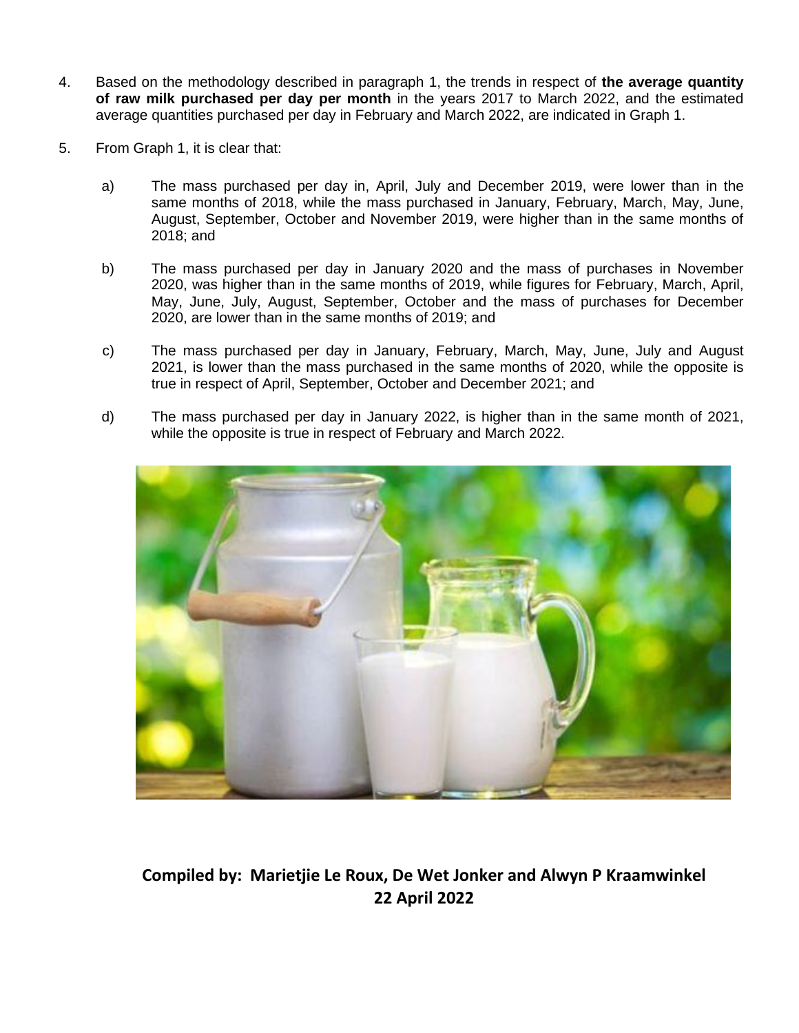4. Based on the methodology described in paragraph 1, the trends in respect of **the average quantity of raw milk purchased per day per month** in the years 2017 to March 2022, and the estimated average quantities purchased per day in February and March 2022, are indicated in Graph 1.

5. From Graph 1, it is clear that:

   a) The mass purchased per day in, April, July and December 2019, were lower than in the same months of 2018, while the mass purchased in January, February, March, May, June, August, September, October and November 2019, were higher than in the same months of 2018; and

   b) The mass purchased per day in January 2020 and the mass of purchases in November 2020, was higher than in the same months of 2019, while figures for February, March, April, May, June, July, August, September, October and the mass of purchases for December 2020, are lower than in the same months of 2019; and

   c) The mass purchased per day in January, February, March, May, June, July and August 2021, is lower than the mass purchased in the same months of 2020, while the opposite is true in respect of April, September, October and December 2021; and

   d) The mass purchased per day in January 2022, is higher than in the same month of 2021, while the opposite is true in respect of February and March 2022.

**Compiled by: Marietjie Le Roux, De Wet Jonker and Alwyn P Kraamwinkel**
**22 April 2022**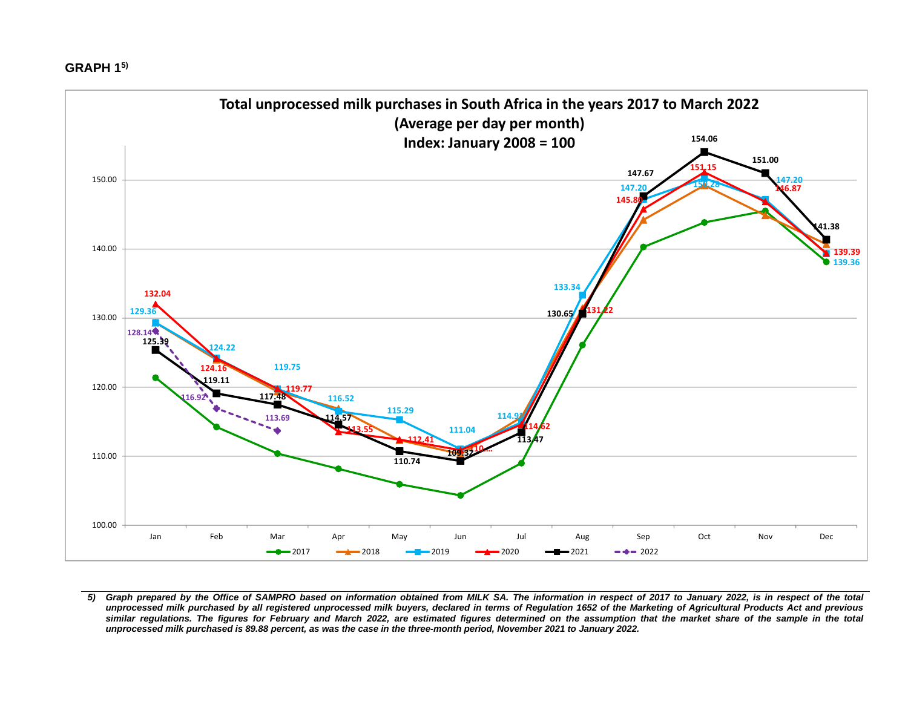**GRAPH 1[5)]**

**Total unprocessed milk purchases in South Africa in the years 2017 to March 2022**
**(Average per day per month)**
**Index: January 2008 = 100**

150.00
140.00
130.00
120.00
110.00
100.00

Jan Feb Mar Apr May Jun Jul Aug Sep Oct Nov Dec

154.06
151.00
147.67
151.15
147.20
146.87
147.20
145.80
150.28
141.38
139.39
139.36
133.34
130.65
131.22
132.04
129.36
128.14
125.39
124.22
124.16
119.11
119.75
119.77
117.48
116.92
113.69
116.52
114.57
113.55
115.29
112.41
110.74
111.04
109.32
110....
114.91
114.62
113.47

2017 2018 2019 2020 2021 2022

*5) Graph prepared by the Office of SAMPRO based on information obtained from MILK SA. The information in respect of 2017 to January 2022, is in respect of the total unprocessed milk purchased by all registered unprocessed milk buyers, declared in terms of Regulation 1652 of the Marketing of Agricultural Products Act and previous similar regulations. The figures for February and March 2022, are estimated figures determined on the assumption that the market share of the sample in the total unprocessed milk purchased is 89.88 percent, as was the case in the three-month period, November 2021 to January 2022.*